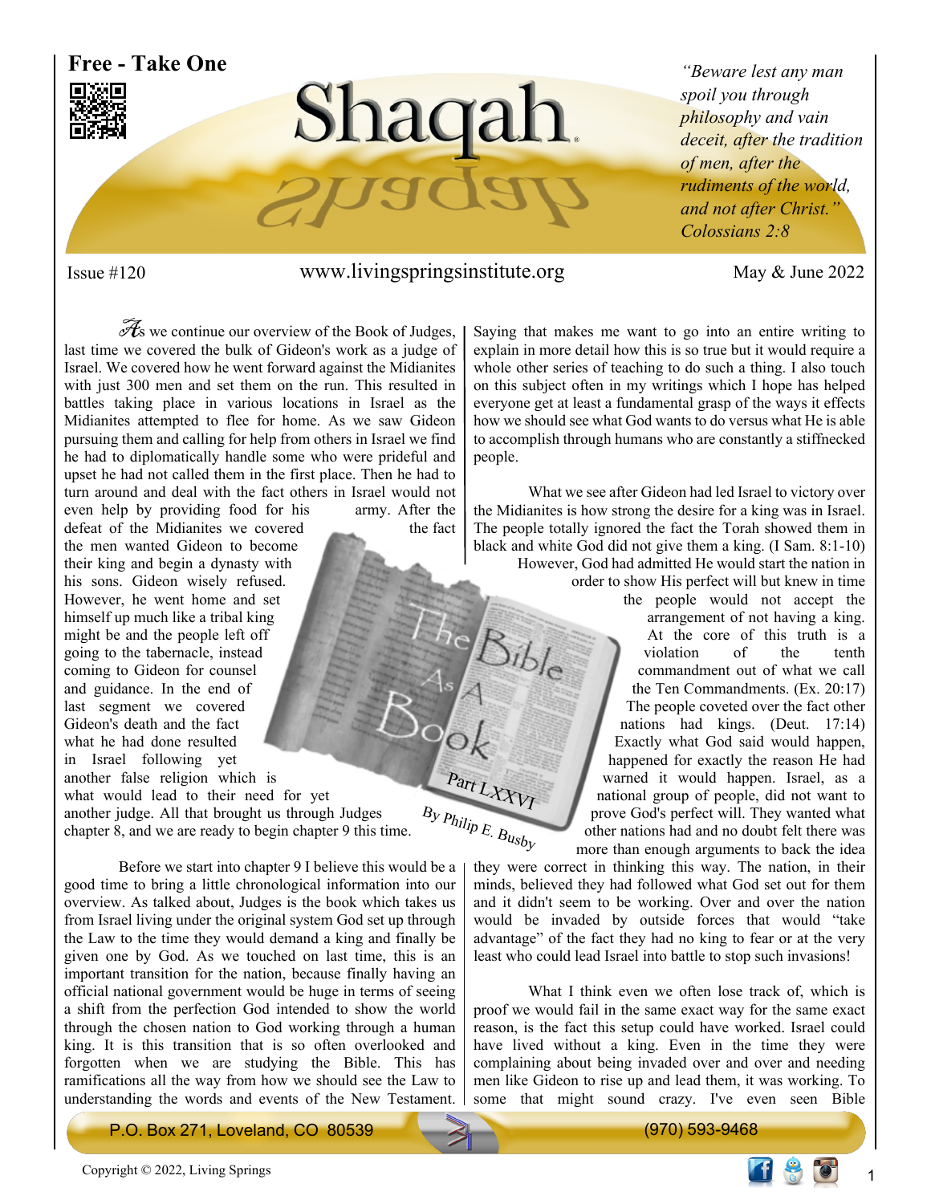**Free - Take One**

# Shaqah

*"Beware lest any man spoil you through philosophy and vain deceit, after the tradition of men, after the rudiments of the world, and not after Christ." Colossians 2:8*

Issue #120 www.livingspringsinstitute.org May & June 2022

## The Bible As A Book

### Part LXXVI

*By Philip E. Busby*

As we continue our overview of the Book of Judges, last time we covered the bulk of Gideon's work as a judge of Israel. We covered how he went forward against the Midianites with just 300 men and set them on the run. This resulted in battles taking place in various locations in Israel as the Midianites attempted to flee for home. As we saw Gideon pursuing them and calling for help from others in Israel we find he had to diplomatically handle some who were prideful and upset he had not called them in the first place. Then he had to turn around and deal with the fact others in Israel would not even help by providing food for his army. After the defeat of the Midianites we covered the fact the men wanted Gideon to become their king and begin a dynasty with his sons. Gideon wisely refused. However, he went home and set himself up much like a tribal king might be and the people left off going to the tabernacle, instead coming to Gideon for counsel and guidance. In the end of last segment we covered Gideon's death and the fact what he had done resulted in Israel following yet another false religion which is what would lead to their need for yet another judge. All that brought us through Judges chapter 8, and we are ready to begin chapter 9 this time.

Before we start into chapter 9 I believe this would be a good time to bring a little chronological information into our overview. As talked about, Judges is the book which takes us from Israel living under the original system God set up through the Law to the time they would demand a king and finally be given one by God. As we touched on last time, this is an important transition for the nation, because finally having an official national government would be huge in terms of seeing a shift from the perfection God intended to show the world through the chosen nation to God working through a human king. It is this transition that is so often overlooked and forgotten when we are studying the Bible. This has ramifications all the way from how we should see the Law to understanding the words and events of the New Testament. Saying that makes me want to go into an entire writing to explain in more detail how this is so true but it would require a whole other series of teaching to do such a thing. I also touch on this subject often in my writings which I hope has helped everyone get at least a fundamental grasp of the ways it effects how we should see what God wants to do versus what He is able to accomplish through humans who are constantly a stiffnecked people.

What we see after Gideon had led Israel to victory over the Midianites is how strong the desire for a king was in Israel. The people totally ignored the fact the Torah showed them in black and white God did not give them a king. (I Sam. 8:1-10) However, God had admitted He would start the nation in order to show His perfect will but knew in time the people would not accept the arrangement of not having a king. At the core of this truth is a violation of the tenth commandment out of what we call the Ten Commandments. (Ex. 20:17) The people coveted over the fact other nations had kings. (Deut. 17:14) Exactly what God said would happen, happened for exactly the reason He had warned it would happen. Israel, as a national group of people, did not want to prove God's perfect will. They wanted what other nations had and no doubt felt there was more than enough arguments to back the idea they were correct in thinking this way. The nation, in their minds, believed they had followed what God set out for them and it didn't seem to be working. Over and over the nation would be invaded by outside forces that would "take advantage" of the fact they had no king to fear or at the very least who could lead Israel into battle to stop such invasions!

What I think even we often lose track of, which is proof we would fail in the same exact way for the same exact reason, is the fact this setup could have worked. Israel could have lived without a king. Even in the time they were complaining about being invaded over and over and needing men like Gideon to rise up and lead them, it was working. To some that might sound crazy. I've even seen Bible

P.O. Box 271, Loveland, CO 80539 (970) 593-9468

Copyright © 2022, Living Springs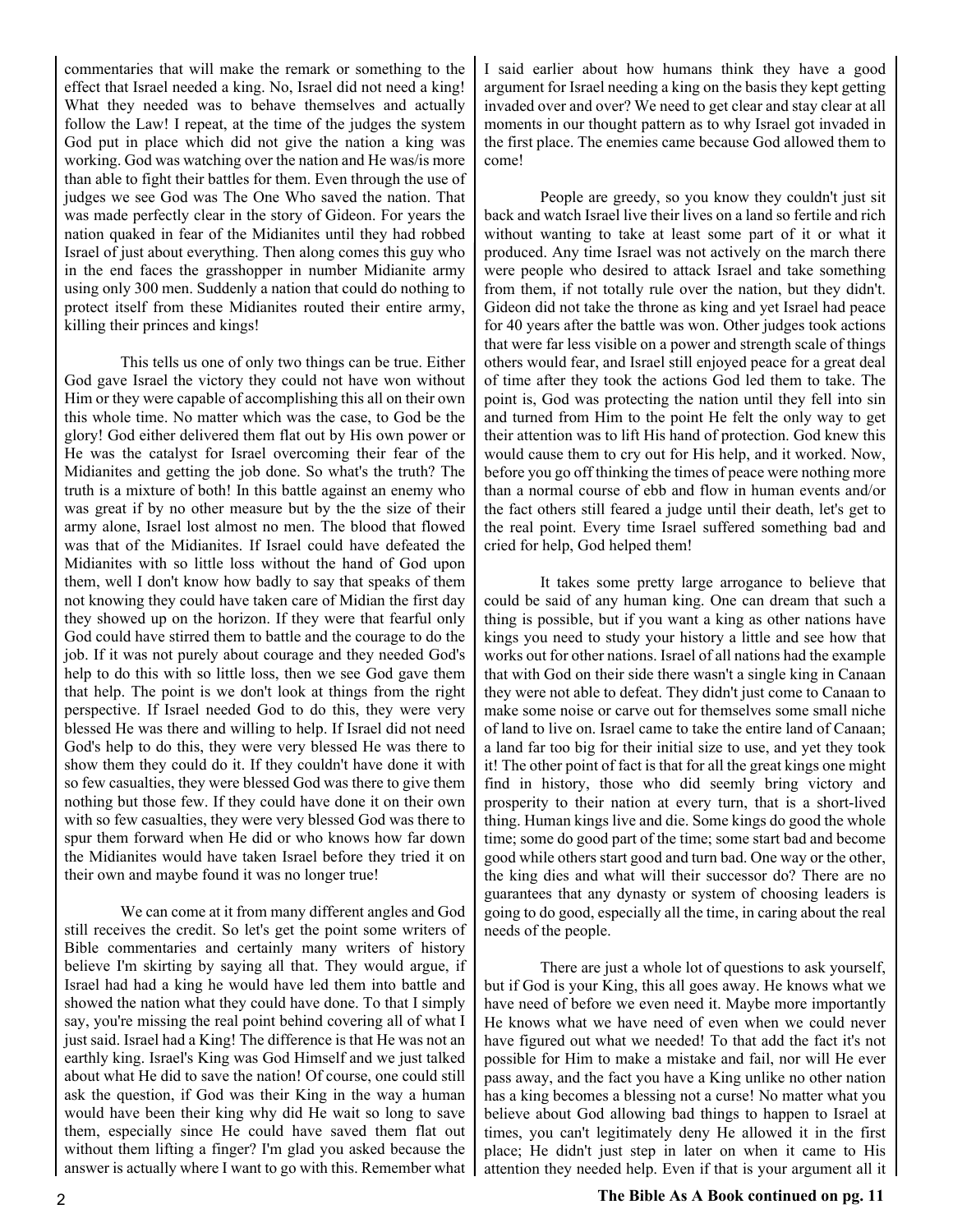commentaries that will make the remark or something to the effect that Israel needed a king. No, Israel did not need a king! What they needed was to behave themselves and actually follow the Law! I repeat, at the time of the judges the system God put in place which did not give the nation a king was working. God was watching over the nation and He was/is more than able to fight their battles for them. Even through the use of judges we see God was The One Who saved the nation. That was made perfectly clear in the story of Gideon. For years the nation quaked in fear of the Midianites until they had robbed Israel of just about everything. Then along comes this guy who in the end faces the grasshopper in number Midianite army using only 300 men. Suddenly a nation that could do nothing to protect itself from these Midianites routed their entire army, killing their princes and kings!

This tells us one of only two things can be true. Either God gave Israel the victory they could not have won without Him or they were capable of accomplishing this all on their own this whole time. No matter which was the case, to God be the glory! God either delivered them flat out by His own power or He was the catalyst for Israel overcoming their fear of the Midianites and getting the job done. So what's the truth? The truth is a mixture of both! In this battle against an enemy who was great if by no other measure but by the the size of their army alone, Israel lost almost no men. The blood that flowed was that of the Midianites. If Israel could have defeated the Midianites with so little loss without the hand of God upon them, well I don't know how badly to say that speaks of them not knowing they could have taken care of Midian the first day they showed up on the horizon. If they were that fearful only God could have stirred them to battle and the courage to do the job. If it was not purely about courage and they needed God's help to do this with so little loss, then we see God gave them that help. The point is we don't look at things from the right perspective. If Israel needed God to do this, they were very blessed He was there and willing to help. If Israel did not need God's help to do this, they were very blessed He was there to show them they could do it. If they couldn't have done it with so few casualties, they were blessed God was there to give them nothing but those few. If they could have done it on their own with so few casualties, they were very blessed God was there to spur them forward when He did or who knows how far down the Midianites would have taken Israel before they tried it on their own and maybe found it was no longer true!

We can come at it from many different angles and God still receives the credit. So let's get the point some writers of Bible commentaries and certainly many writers of history believe I'm skirting by saying all that. They would argue, if Israel had had a king he would have led them into battle and showed the nation what they could have done. To that I simply say, you're missing the real point behind covering all of what I just said. Israel had a King! The difference is that He was not an earthly king. Israel's King was God Himself and we just talked about what He did to save the nation! Of course, one could still ask the question, if God was their King in the way a human would have been their king why did He wait so long to save them, especially since He could have saved them flat out without them lifting a finger? I'm glad you asked because the answer is actually where I want to go with this. Remember what I said earlier about how humans think they have a good argument for Israel needing a king on the basis they kept getting invaded over and over? We need to get clear and stay clear at all moments in our thought pattern as to why Israel got invaded in the first place. The enemies came because God allowed them to come!

People are greedy, so you know they couldn't just sit back and watch Israel live their lives on a land so fertile and rich without wanting to take at least some part of it or what it produced. Any time Israel was not actively on the march there were people who desired to attack Israel and take something from them, if not totally rule over the nation, but they didn't. Gideon did not take the throne as king and yet Israel had peace for 40 years after the battle was won. Other judges took actions that were far less visible on a power and strength scale of things others would fear, and Israel still enjoyed peace for a great deal of time after they took the actions God led them to take. The point is, God was protecting the nation until they fell into sin and turned from Him to the point He felt the only way to get their attention was to lift His hand of protection. God knew this would cause them to cry out for His help, and it worked. Now, before you go off thinking the times of peace were nothing more than a normal course of ebb and flow in human events and/or the fact others still feared a judge until their death, let's get to the real point. Every time Israel suffered something bad and cried for help, God helped them!

It takes some pretty large arrogance to believe that could be said of any human king. One can dream that such a thing is possible, but if you want a king as other nations have kings you need to study your history a little and see how that works out for other nations. Israel of all nations had the example that with God on their side there wasn't a single king in Canaan they were not able to defeat. They didn't just come to Canaan to make some noise or carve out for themselves some small niche of land to live on. Israel came to take the entire land of Canaan; a land far too big for their initial size to use, and yet they took it! The other point of fact is that for all the great kings one might find in history, those who did seemly bring victory and prosperity to their nation at every turn, that is a short-lived thing. Human kings live and die. Some kings do good the whole time; some do good part of the time; some start bad and become good while others start good and turn bad. One way or the other, the king dies and what will their successor do? There are no guarantees that any dynasty or system of choosing leaders is going to do good, especially all the time, in caring about the real needs of the people.

There are just a whole lot of questions to ask yourself, but if God is your King, this all goes away. He knows what we have need of before we even need it. Maybe more importantly He knows what we have need of even when we could never have figured out what we needed! To that add the fact it's not possible for Him to make a mistake and fail, nor will He ever pass away, and the fact you have a King unlike no other nation has a king becomes a blessing not a curse! No matter what you believe about God allowing bad things to happen to Israel at times, you can't legitimately deny He allowed it in the first place; He didn't just step in later on when it came to His attention they needed help. Even if that is your argument all it

**The Bible As A Book continued on pg. 11**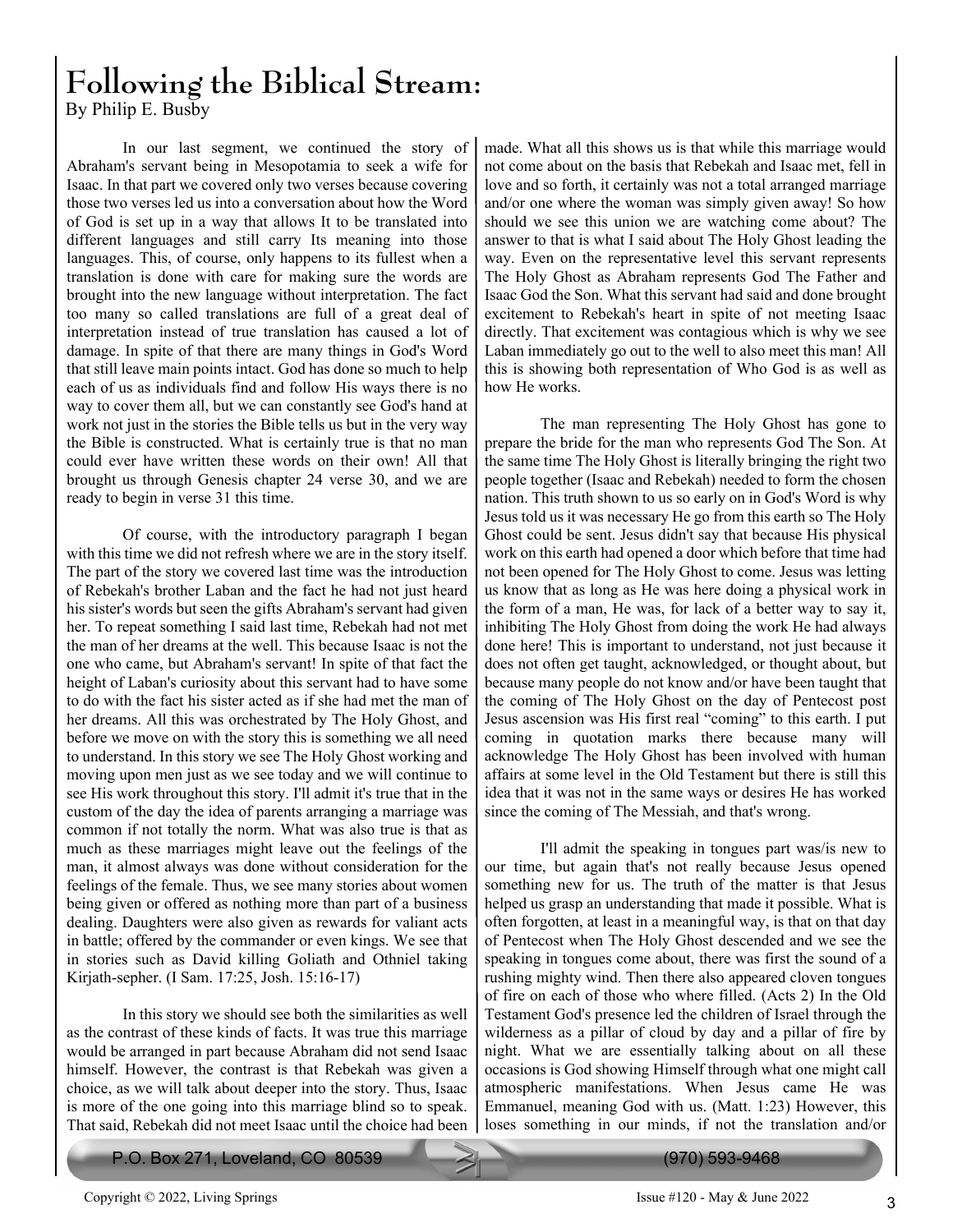# Following the Biblical Stream:

By Philip E. Busby

In our last segment, we continued the story of Abraham's servant being in Mesopotamia to seek a wife for Isaac. In that part we covered only two verses because covering those two verses led us into a conversation about how the Word of God is set up in a way that allows It to be translated into different languages and still carry Its meaning into those languages. This, of course, only happens to its fullest when a translation is done with care for making sure the words are brought into the new language without interpretation. The fact too many so called translations are full of a great deal of interpretation instead of true translation has caused a lot of damage. In spite of that there are many things in God's Word that still leave main points intact. God has done so much to help each of us as individuals find and follow His ways there is no way to cover them all, but we can constantly see God's hand at work not just in the stories the Bible tells us but in the very way the Bible is constructed. What is certainly true is that no man could ever have written these words on their own! All that brought us through Genesis chapter 24 verse 30, and we are ready to begin in verse 31 this time.

Of course, with the introductory paragraph I began with this time we did not refresh where we are in the story itself. The part of the story we covered last time was the introduction of Rebekah's brother Laban and the fact he had not just heard his sister's words but seen the gifts Abraham's servant had given her. To repeat something I said last time, Rebekah had not met the man of her dreams at the well. This because Isaac is not the one who came, but Abraham's servant! In spite of that fact the height of Laban's curiosity about this servant had to have some to do with the fact his sister acted as if she had met the man of her dreams. All this was orchestrated by The Holy Ghost, and before we move on with the story this is something we all need to understand. In this story we see The Holy Ghost working and moving upon men just as we see today and we will continue to see His work throughout this story. I'll admit it's true that in the custom of the day the idea of parents arranging a marriage was common if not totally the norm. What was also true is that as much as these marriages might leave out the feelings of the man, it almost always was done without consideration for the feelings of the female. Thus, we see many stories about women being given or offered as nothing more than part of a business dealing. Daughters were also given as rewards for valiant acts in battle; offered by the commander or even kings. We see that in stories such as David killing Goliath and Othniel taking Kirjath-sepher. (I Sam. 17:25, Josh. 15:16-17)

In this story we should see both the similarities as well as the contrast of these kinds of facts. It was true this marriage would be arranged in part because Abraham did not send Isaac himself. However, the contrast is that Rebekah was given a choice, as we will talk about deeper into the story. Thus, Isaac is more of the one going into this marriage blind so to speak. That said, Rebekah did not meet Isaac until the choice had been made. What all this shows us is that while this marriage would not come about on the basis that Rebekah and Isaac met, fell in love and so forth, it certainly was not a total arranged marriage and/or one where the woman was simply given away! So how should we see this union we are watching come about? The answer to that is what I said about The Holy Ghost leading the way. Even on the representative level this servant represents The Holy Ghost as Abraham represents God The Father and Isaac God the Son. What this servant had said and done brought excitement to Rebekah's heart in spite of not meeting Isaac directly. That excitement was contagious which is why we see Laban immediately go out to the well to also meet this man! All this is showing both representation of Who God is as well as how He works.

The man representing The Holy Ghost has gone to prepare the bride for the man who represents God The Son. At the same time The Holy Ghost is literally bringing the right two people together (Isaac and Rebekah) needed to form the chosen nation. This truth shown to us so early on in God's Word is why Jesus told us it was necessary He go from this earth so The Holy Ghost could be sent. Jesus didn't say that because His physical work on this earth had opened a door which before that time had not been opened for The Holy Ghost to come. Jesus was letting us know that as long as He was here doing a physical work in the form of a man, He was, for lack of a better way to say it, inhibiting The Holy Ghost from doing the work He had always done here! This is important to understand, not just because it does not often get taught, acknowledged, or thought about, but because many people do not know and/or have been taught that the coming of The Holy Ghost on the day of Pentecost post Jesus ascension was His first real "coming" to this earth. I put coming in quotation marks there because many will acknowledge The Holy Ghost has been involved with human affairs at some level in the Old Testament but there is still this idea that it was not in the same ways or desires He has worked since the coming of The Messiah, and that's wrong.

I'll admit the speaking in tongues part was/is new to our time, but again that's not really because Jesus opened something new for us. The truth of the matter is that Jesus helped us grasp an understanding that made it possible. What is often forgotten, at least in a meaningful way, is that on that day of Pentecost when The Holy Ghost descended and we see the speaking in tongues come about, there was first the sound of a rushing mighty wind. Then there also appeared cloven tongues of fire on each of those who where filled. (Acts 2) In the Old Testament God's presence led the children of Israel through the wilderness as a pillar of cloud by day and a pillar of fire by night. What we are essentially talking about on all these occasions is God showing Himself through what one might call atmospheric manifestations. When Jesus came He was Emmanuel, meaning God with us. (Matt. 1:23) However, this loses something in our minds, if not the translation and/or

P.O. Box 271, Loveland, CO 80539 (970) 593-9468

Copyright © 2022, Living Springs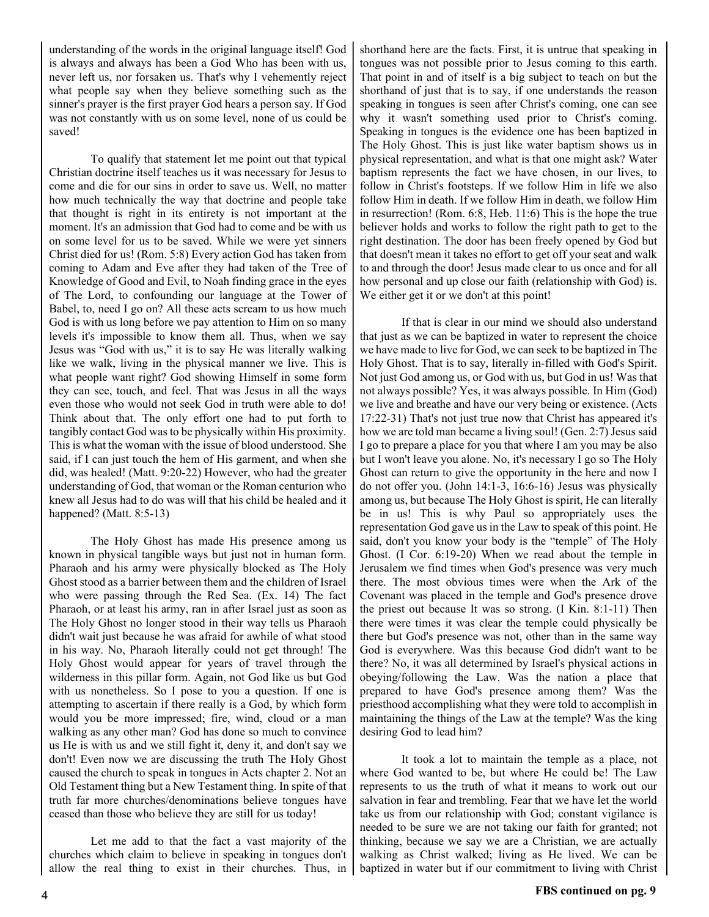understanding of the words in the original language itself! God is always and always has been a God Who has been with us, never left us, nor forsaken us. That's why I vehemently reject what people say when they believe something such as the sinner's prayer is the first prayer God hears a person say. If God was not constantly with us on some level, none of us could be saved!

To qualify that statement let me point out that typical Christian doctrine itself teaches us it was necessary for Jesus to come and die for our sins in order to save us. Well, no matter how much technically the way that doctrine and people take that thought is right in its entirety is not important at the moment. It's an admission that God had to come and be with us on some level for us to be saved. While we were yet sinners Christ died for us! (Rom. 5:8) Every action God has taken from coming to Adam and Eve after they had taken of the Tree of Knowledge of Good and Evil, to Noah finding grace in the eyes of The Lord, to confounding our language at the Tower of Babel, to, need I go on? All these acts scream to us how much God is with us long before we pay attention to Him on so many levels it's impossible to know them all. Thus, when we say Jesus was "God with us," it is to say He was literally walking like we walk, living in the physical manner we live. This is what people want right? God showing Himself in some form they can see, touch, and feel. That was Jesus in all the ways even those who would not seek God in truth were able to do! Think about that. The only effort one had to put forth to tangibly contact God was to be physically within His proximity. This is what the woman with the issue of blood understood. She said, if I can just touch the hem of His garment, and when she did, was healed! (Matt. 9:20-22) However, who had the greater understanding of God, that woman or the Roman centurion who knew all Jesus had to do was will that his child be healed and it happened? (Matt. 8:5-13)

The Holy Ghost has made His presence among us known in physical tangible ways but just not in human form. Pharaoh and his army were physically blocked as The Holy Ghost stood as a barrier between them and the children of Israel who were passing through the Red Sea. (Ex. 14) The fact Pharaoh, or at least his army, ran in after Israel just as soon as The Holy Ghost no longer stood in their way tells us Pharaoh didn't wait just because he was afraid for awhile of what stood in his way. No, Pharaoh literally could not get through! The Holy Ghost would appear for years of travel through the wilderness in this pillar form. Again, not God like us but God with us nonetheless. So I pose to you a question. If one is attempting to ascertain if there really is a God, by which form would you be more impressed; fire, wind, cloud or a man walking as any other man? God has done so much to convince us He is with us and we still fight it, deny it, and don't say we don't! Even now we are discussing the truth The Holy Ghost caused the church to speak in tongues in Acts chapter 2. Not an Old Testament thing but a New Testament thing. In spite of that truth far more churches/denominations believe tongues have ceased than those who believe they are still for us today!

Let me add to that the fact a vast majority of the churches which claim to believe in speaking in tongues don't allow the real thing to exist in their churches. Thus, in shorthand here are the facts. First, it is untrue that speaking in tongues was not possible prior to Jesus coming to this earth. That point in and of itself is a big subject to teach on but the shorthand of just that is to say, if one understands the reason speaking in tongues is seen after Christ's coming, one can see why it wasn't something used prior to Christ's coming. Speaking in tongues is the evidence one has been baptized in The Holy Ghost. This is just like water baptism shows us in physical representation, and what is that one might ask? Water baptism represents the fact we have chosen, in our lives, to follow in Christ's footsteps. If we follow Him in life we also follow Him in death. If we follow Him in death, we follow Him in resurrection! (Rom. 6:8, Heb. 11:6) This is the hope the true believer holds and works to follow the right path to get to the right destination. The door has been freely opened by God but that doesn't mean it takes no effort to get off your seat and walk to and through the door! Jesus made clear to us once and for all how personal and up close our faith (relationship with God) is. We either get it or we don't at this point!

If that is clear in our mind we should also understand that just as we can be baptized in water to represent the choice we have made to live for God, we can seek to be baptized in The Holy Ghost. That is to say, literally in-filled with God's Spirit. Not just God among us, or God with us, but God in us! Was that not always possible? Yes, it was always possible. In Him (God) we live and breathe and have our very being or existence. (Acts 17:22-31) That's not just true now that Christ has appeared it's how we are told man became a living soul! (Gen. 2:7) Jesus said I go to prepare a place for you that where I am you may be also but I won't leave you alone. No, it's necessary I go so The Holy Ghost can return to give the opportunity in the here and now I do not offer you. (John 14:1-3, 16:6-16) Jesus was physically among us, but because The Holy Ghost is spirit, He can literally be in us! This is why Paul so appropriately uses the representation God gave us in the Law to speak of this point. He said, don't you know your body is the "temple" of The Holy Ghost. (I Cor. 6:19-20) When we read about the temple in Jerusalem we find times when God's presence was very much there. The most obvious times were when the Ark of the Covenant was placed in the temple and God's presence drove the priest out because It was so strong. (I Kin. 8:1-11) Then there were times it was clear the temple could physically be there but God's presence was not, other than in the same way God is everywhere. Was this because God didn't want to be there? No, it was all determined by Israel's physical actions in obeying/following the Law. Was the nation a place that prepared to have God's presence among them? Was the priesthood accomplishing what they were told to accomplish in maintaining the things of the Law at the temple? Was the king desiring God to lead him?

It took a lot to maintain the temple as a place, not where God wanted to be, but where He could be! The Law represents to us the truth of what it means to work out our salvation in fear and trembling. Fear that we have let the world take us from our relationship with God; constant vigilance is needed to be sure we are not taking our faith for granted; not thinking, because we say we are a Christian, we are actually walking as Christ walked; living as He lived. We can be baptized in water but if our commitment to living with Christ

**FBS continued on pg. 9**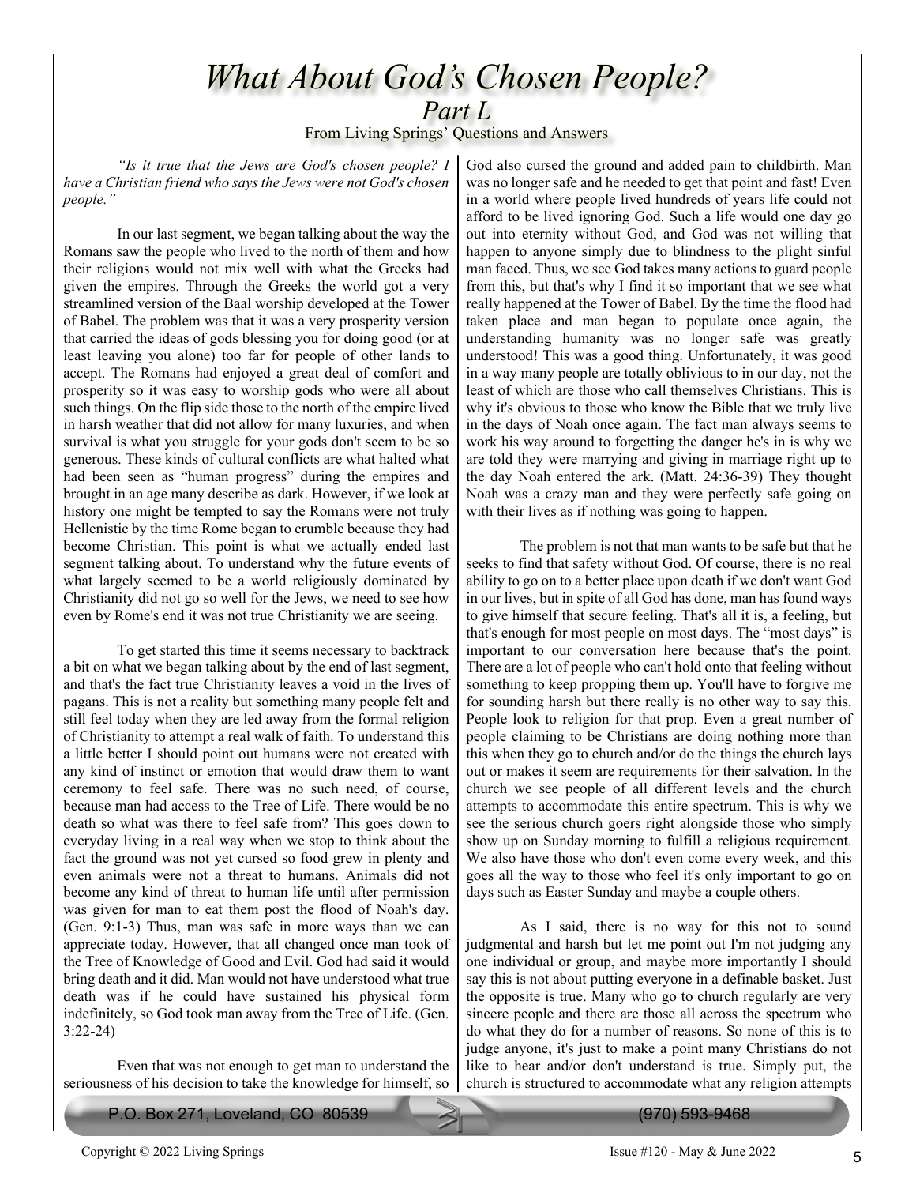# *What About God's Chosen People?*

## *Part L*

From Living Springs' Questions and Answers

*"Is it true that the Jews are God's chosen people? I have a Christian friend who says the Jews were not God's chosen people."*

In our last segment, we began talking about the way the Romans saw the people who lived to the north of them and how their religions would not mix well with what the Greeks had given the empires. Through the Greeks the world got a very streamlined version of the Baal worship developed at the Tower of Babel. The problem was that it was a very prosperity version that carried the ideas of gods blessing you for doing good (or at least leaving you alone) too far for people of other lands to accept. The Romans had enjoyed a great deal of comfort and prosperity so it was easy to worship gods who were all about such things. On the flip side those to the north of the empire lived in harsh weather that did not allow for many luxuries, and when survival is what you struggle for your gods don't seem to be so generous. These kinds of cultural conflicts are what halted what had been seen as "human progress" during the empires and brought in an age many describe as dark. However, if we look at history one might be tempted to say the Romans were not truly Hellenistic by the time Rome began to crumble because they had become Christian. This point is what we actually ended last segment talking about. To understand why the future events of what largely seemed to be a world religiously dominated by Christianity did not go so well for the Jews, we need to see how even by Rome's end it was not true Christianity we are seeing.

To get started this time it seems necessary to backtrack a bit on what we began talking about by the end of last segment, and that's the fact true Christianity leaves a void in the lives of pagans. This is not a reality but something many people felt and still feel today when they are led away from the formal religion of Christianity to attempt a real walk of faith. To understand this a little better I should point out humans were not created with any kind of instinct or emotion that would draw them to want ceremony to feel safe. There was no such need, of course, because man had access to the Tree of Life. There would be no death so what was there to feel safe from? This goes down to everyday living in a real way when we stop to think about the fact the ground was not yet cursed so food grew in plenty and even animals were not a threat to humans. Animals did not become any kind of threat to human life until after permission was given for man to eat them post the flood of Noah's day. (Gen. 9:1-3) Thus, man was safe in more ways than we can appreciate today. However, that all changed once man took of the Tree of Knowledge of Good and Evil. God had said it would bring death and it did. Man would not have understood what true death was if he could have sustained his physical form indefinitely, so God took man away from the Tree of Life. (Gen. 3:22-24)

Even that was not enough to get man to understand the seriousness of his decision to take the knowledge for himself, so God also cursed the ground and added pain to childbirth. Man was no longer safe and he needed to get that point and fast! Even in a world where people lived hundreds of years life could not afford to be lived ignoring God. Such a life would one day go out into eternity without God, and God was not willing that happen to anyone simply due to blindness to the plight sinful man faced. Thus, we see God takes many actions to guard people from this, but that's why I find it so important that we see what really happened at the Tower of Babel. By the time the flood had taken place and man began to populate once again, the understanding humanity was no longer safe was greatly understood! This was a good thing. Unfortunately, it was good in a way many people are totally oblivious to in our day, not the least of which are those who call themselves Christians. This is why it's obvious to those who know the Bible that we truly live in the days of Noah once again. The fact man always seems to work his way around to forgetting the danger he's in is why we are told they were marrying and giving in marriage right up to the day Noah entered the ark. (Matt. 24:36-39) They thought Noah was a crazy man and they were perfectly safe going on with their lives as if nothing was going to happen.

The problem is not that man wants to be safe but that he seeks to find that safety without God. Of course, there is no real ability to go on to a better place upon death if we don't want God in our lives, but in spite of all God has done, man has found ways to give himself that secure feeling. That's all it is, a feeling, but that's enough for most people on most days. The "most days" is important to our conversation here because that's the point. There are a lot of people who can't hold onto that feeling without something to keep propping them up. You'll have to forgive me for sounding harsh but there really is no other way to say this. People look to religion for that prop. Even a great number of people claiming to be Christians are doing nothing more than this when they go to church and/or do the things the church lays out or makes it seem are requirements for their salvation. In the church we see people of all different levels and the church attempts to accommodate this entire spectrum. This is why we see the serious church goers right alongside those who simply show up on Sunday morning to fulfill a religious requirement. We also have those who don't even come every week, and this goes all the way to those who feel it's only important to go on days such as Easter Sunday and maybe a couple others.

As I said, there is no way for this not to sound judgmental and harsh but let me point out I'm not judging any one individual or group, and maybe more importantly I should say this is not about putting everyone in a definable basket. Just the opposite is true. Many who go to church regularly are very sincere people and there are those all across the spectrum who do what they do for a number of reasons. So none of this is to judge anyone, it's just to make a point many Christians do not like to hear and/or don't understand is true. Simply put, the church is structured to accommodate what any religion attempts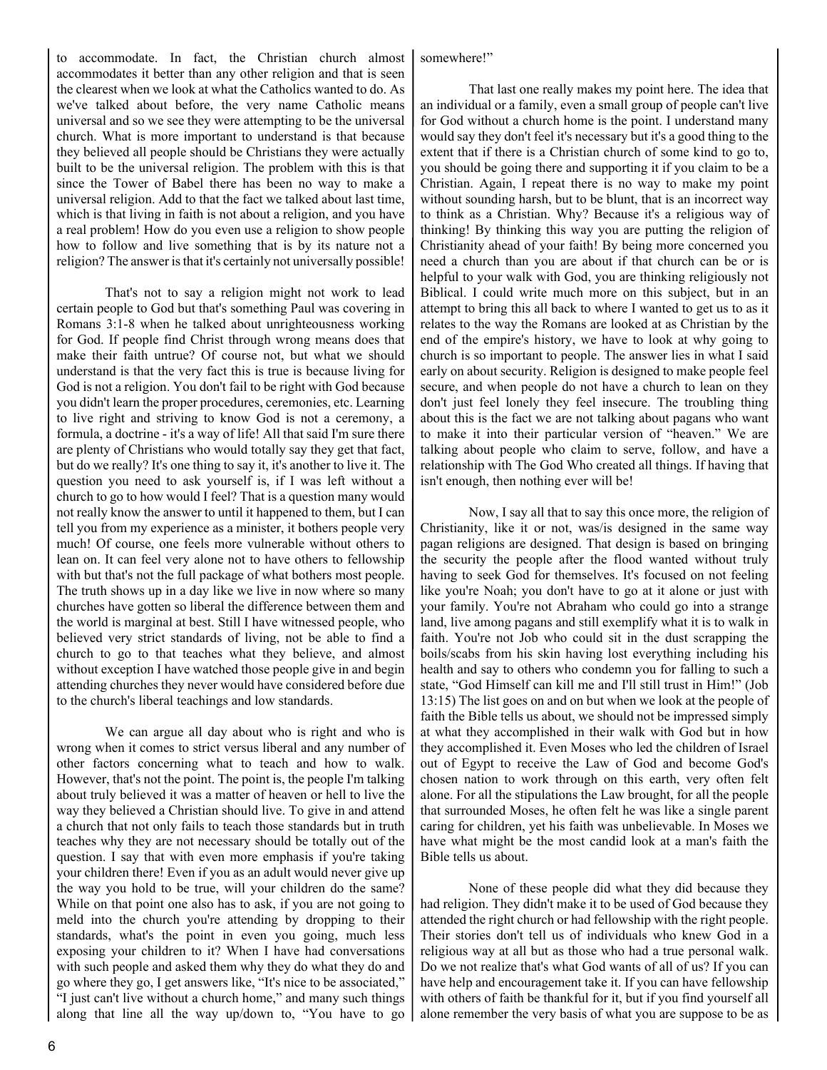to accommodate. In fact, the Christian church almost accommodates it better than any other religion and that is seen the clearest when we look at what the Catholics wanted to do. As we've talked about before, the very name Catholic means universal and so we see they were attempting to be the universal church. What is more important to understand is that because they believed all people should be Christians they were actually built to be the universal religion. The problem with this is that since the Tower of Babel there has been no way to make a universal religion. Add to that the fact we talked about last time, which is that living in faith is not about a religion, and you have a real problem! How do you even use a religion to show people how to follow and live something that is by its nature not a religion? The answer is that it's certainly not universally possible!

That's not to say a religion might not work to lead certain people to God but that's something Paul was covering in Romans 3:1-8 when he talked about unrighteousness working for God. If people find Christ through wrong means does that make their faith untrue? Of course not, but what we should understand is that the very fact this is true is because living for God is not a religion. You don't fail to be right with God because you didn't learn the proper procedures, ceremonies, etc. Learning to live right and striving to know God is not a ceremony, a formula, a doctrine - it's a way of life! All that said I'm sure there are plenty of Christians who would totally say they get that fact, but do we really? It's one thing to say it, it's another to live it. The question you need to ask yourself is, if I was left without a church to go to how would I feel? That is a question many would not really know the answer to until it happened to them, but I can tell you from my experience as a minister, it bothers people very much! Of course, one feels more vulnerable without others to lean on. It can feel very alone not to have others to fellowship with but that's not the full package of what bothers most people. The truth shows up in a day like we live in now where so many churches have gotten so liberal the difference between them and the world is marginal at best. Still I have witnessed people, who believed very strict standards of living, not be able to find a church to go to that teaches what they believe, and almost without exception I have watched those people give in and begin attending churches they never would have considered before due to the church's liberal teachings and low standards.

We can argue all day about who is right and who is wrong when it comes to strict versus liberal and any number of other factors concerning what to teach and how to walk. However, that's not the point. The point is, the people I'm talking about truly believed it was a matter of heaven or hell to live the way they believed a Christian should live. To give in and attend a church that not only fails to teach those standards but in truth teaches why they are not necessary should be totally out of the question. I say that with even more emphasis if you're taking your children there! Even if you as an adult would never give up the way you hold to be true, will your children do the same? While on that point one also has to ask, if you are not going to meld into the church you're attending by dropping to their standards, what's the point in even you going, much less exposing your children to it? When I have had conversations with such people and asked them why they do what they do and go where they go, I get answers like, "It's nice to be associated," "I just can't live without a church home," and many such things along that line all the way up/down to, "You have to go somewhere!"

That last one really makes my point here. The idea that an individual or a family, even a small group of people can't live for God without a church home is the point. I understand many would say they don't feel it's necessary but it's a good thing to the extent that if there is a Christian church of some kind to go to, you should be going there and supporting it if you claim to be a Christian. Again, I repeat there is no way to make my point without sounding harsh, but to be blunt, that is an incorrect way to think as a Christian. Why? Because it's a religious way of thinking! By thinking this way you are putting the religion of Christianity ahead of your faith! By being more concerned you need a church than you are about if that church can be or is helpful to your walk with God, you are thinking religiously not Biblical. I could write much more on this subject, but in an attempt to bring this all back to where I wanted to get us to as it relates to the way the Romans are looked at as Christian by the end of the empire's history, we have to look at why going to church is so important to people. The answer lies in what I said early on about security. Religion is designed to make people feel secure, and when people do not have a church to lean on they don't just feel lonely they feel insecure. The troubling thing about this is the fact we are not talking about pagans who want to make it into their particular version of "heaven." We are talking about people who claim to serve, follow, and have a relationship with The God Who created all things. If having that isn't enough, then nothing ever will be!

Now, I say all that to say this once more, the religion of Christianity, like it or not, was/is designed in the same way pagan religions are designed. That design is based on bringing the security the people after the flood wanted without truly having to seek God for themselves. It's focused on not feeling like you're Noah; you don't have to go at it alone or just with your family. You're not Abraham who could go into a strange land, live among pagans and still exemplify what it is to walk in faith. You're not Job who could sit in the dust scrapping the boils/scabs from his skin having lost everything including his health and say to others who condemn you for falling to such a state, "God Himself can kill me and I'll still trust in Him!" (Job 13:15) The list goes on and on but when we look at the people of faith the Bible tells us about, we should not be impressed simply at what they accomplished in their walk with God but in how they accomplished it. Even Moses who led the children of Israel out of Egypt to receive the Law of God and become God's chosen nation to work through on this earth, very often felt alone. For all the stipulations the Law brought, for all the people that surrounded Moses, he often felt he was like a single parent caring for children, yet his faith was unbelievable. In Moses we have what might be the most candid look at a man's faith the Bible tells us about.

None of these people did what they did because they had religion. They didn't make it to be used of God because they attended the right church or had fellowship with the right people. Their stories don't tell us of individuals who knew God in a religious way at all but as those who had a true personal walk. Do we not realize that's what God wants of all of us? If you can have help and encouragement take it. If you can have fellowship with others of faith be thankful for it, but if you find yourself all alone remember the very basis of what you are suppose to be as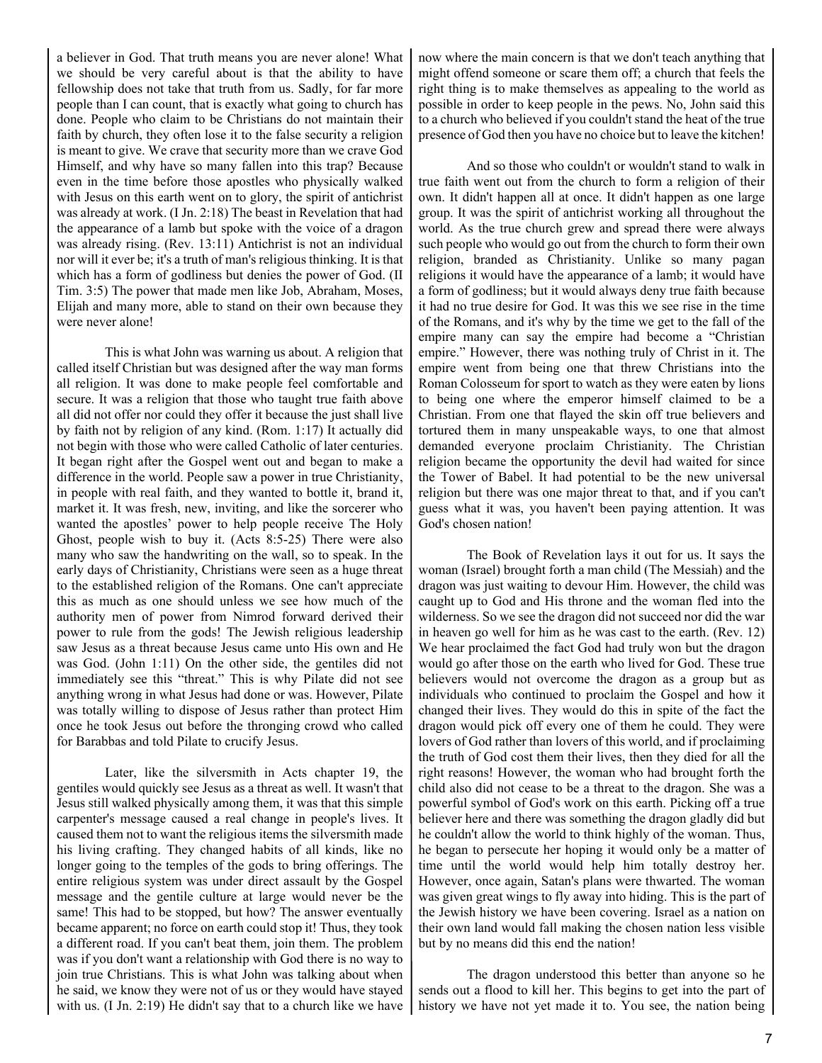a believer in God. That truth means you are never alone! What we should be very careful about is that the ability to have fellowship does not take that truth from us. Sadly, for far more people than I can count, that is exactly what going to church has done. People who claim to be Christians do not maintain their faith by church, they often lose it to the false security a religion is meant to give. We crave that security more than we crave God Himself, and why have so many fallen into this trap? Because even in the time before those apostles who physically walked with Jesus on this earth went on to glory, the spirit of antichrist was already at work. (I Jn. 2:18) The beast in Revelation that had the appearance of a lamb but spoke with the voice of a dragon was already rising. (Rev. 13:11) Antichrist is not an individual nor will it ever be; it's a truth of man's religious thinking. It is that which has a form of godliness but denies the power of God. (II Tim. 3:5) The power that made men like Job, Abraham, Moses, Elijah and many more, able to stand on their own because they were never alone!

This is what John was warning us about. A religion that called itself Christian but was designed after the way man forms all religion. It was done to make people feel comfortable and secure. It was a religion that those who taught true faith above all did not offer nor could they offer it because the just shall live by faith not by religion of any kind. (Rom. 1:17) It actually did not begin with those who were called Catholic of later centuries. It began right after the Gospel went out and began to make a difference in the world. People saw a power in true Christianity, in people with real faith, and they wanted to bottle it, brand it, market it. It was fresh, new, inviting, and like the sorcerer who wanted the apostles' power to help people receive The Holy Ghost, people wish to buy it. (Acts 8:5-25) There were also many who saw the handwriting on the wall, so to speak. In the early days of Christianity, Christians were seen as a huge threat to the established religion of the Romans. One can't appreciate this as much as one should unless we see how much of the authority men of power from Nimrod forward derived their power to rule from the gods! The Jewish religious leadership saw Jesus as a threat because Jesus came unto His own and He was God. (John 1:11) On the other side, the gentiles did not immediately see this "threat." This is why Pilate did not see anything wrong in what Jesus had done or was. However, Pilate was totally willing to dispose of Jesus rather than protect Him once he took Jesus out before the thronging crowd who called for Barabbas and told Pilate to crucify Jesus.

Later, like the silversmith in Acts chapter 19, the gentiles would quickly see Jesus as a threat as well. It wasn't that Jesus still walked physically among them, it was that this simple carpenter's message caused a real change in people's lives. It caused them not to want the religious items the silversmith made his living crafting. They changed habits of all kinds, like no longer going to the temples of the gods to bring offerings. The entire religious system was under direct assault by the Gospel message and the gentile culture at large would never be the same! This had to be stopped, but how? The answer eventually became apparent; no force on earth could stop it! Thus, they took a different road. If you can't beat them, join them. The problem was if you don't want a relationship with God there is no way to join true Christians. This is what John was talking about when he said, we know they were not of us or they would have stayed with us. (I Jn. 2:19) He didn't say that to a church like we have now where the main concern is that we don't teach anything that might offend someone or scare them off; a church that feels the right thing is to make themselves as appealing to the world as possible in order to keep people in the pews. No, John said this to a church who believed if you couldn't stand the heat of the true presence of God then you have no choice but to leave the kitchen!

And so those who couldn't or wouldn't stand to walk in true faith went out from the church to form a religion of their own. It didn't happen all at once. It didn't happen as one large group. It was the spirit of antichrist working all throughout the world. As the true church grew and spread there were always such people who would go out from the church to form their own religion, branded as Christianity. Unlike so many pagan religions it would have the appearance of a lamb; it would have a form of godliness; but it would always deny true faith because it had no true desire for God. It was this we see rise in the time of the Romans, and it's why by the time we get to the fall of the empire many can say the empire had become a "Christian empire." However, there was nothing truly of Christ in it. The empire went from being one that threw Christians into the Roman Colosseum for sport to watch as they were eaten by lions to being one where the emperor himself claimed to be a Christian. From one that flayed the skin off true believers and tortured them in many unspeakable ways, to one that almost demanded everyone proclaim Christianity. The Christian religion became the opportunity the devil had waited for since the Tower of Babel. It had potential to be the new universal religion but there was one major threat to that, and if you can't guess what it was, you haven't been paying attention. It was God's chosen nation!

The Book of Revelation lays it out for us. It says the woman (Israel) brought forth a man child (The Messiah) and the dragon was just waiting to devour Him. However, the child was caught up to God and His throne and the woman fled into the wilderness. So we see the dragon did not succeed nor did the war in heaven go well for him as he was cast to the earth. (Rev. 12) We hear proclaimed the fact God had truly won but the dragon would go after those on the earth who lived for God. These true believers would not overcome the dragon as a group but as individuals who continued to proclaim the Gospel and how it changed their lives. They would do this in spite of the fact the dragon would pick off every one of them he could. They were lovers of God rather than lovers of this world, and if proclaiming the truth of God cost them their lives, then they died for all the right reasons! However, the woman who had brought forth the child also did not cease to be a threat to the dragon. She was a powerful symbol of God's work on this earth. Picking off a true believer here and there was something the dragon gladly did but he couldn't allow the world to think highly of the woman. Thus, he began to persecute her hoping it would only be a matter of time until the world would help him totally destroy her. However, once again, Satan's plans were thwarted. The woman was given great wings to fly away into hiding. This is the part of the Jewish history we have been covering. Israel as a nation on their own land would fall making the chosen nation less visible but by no means did this end the nation!

The dragon understood this better than anyone so he sends out a flood to kill her. This begins to get into the part of history we have not yet made it to. You see, the nation being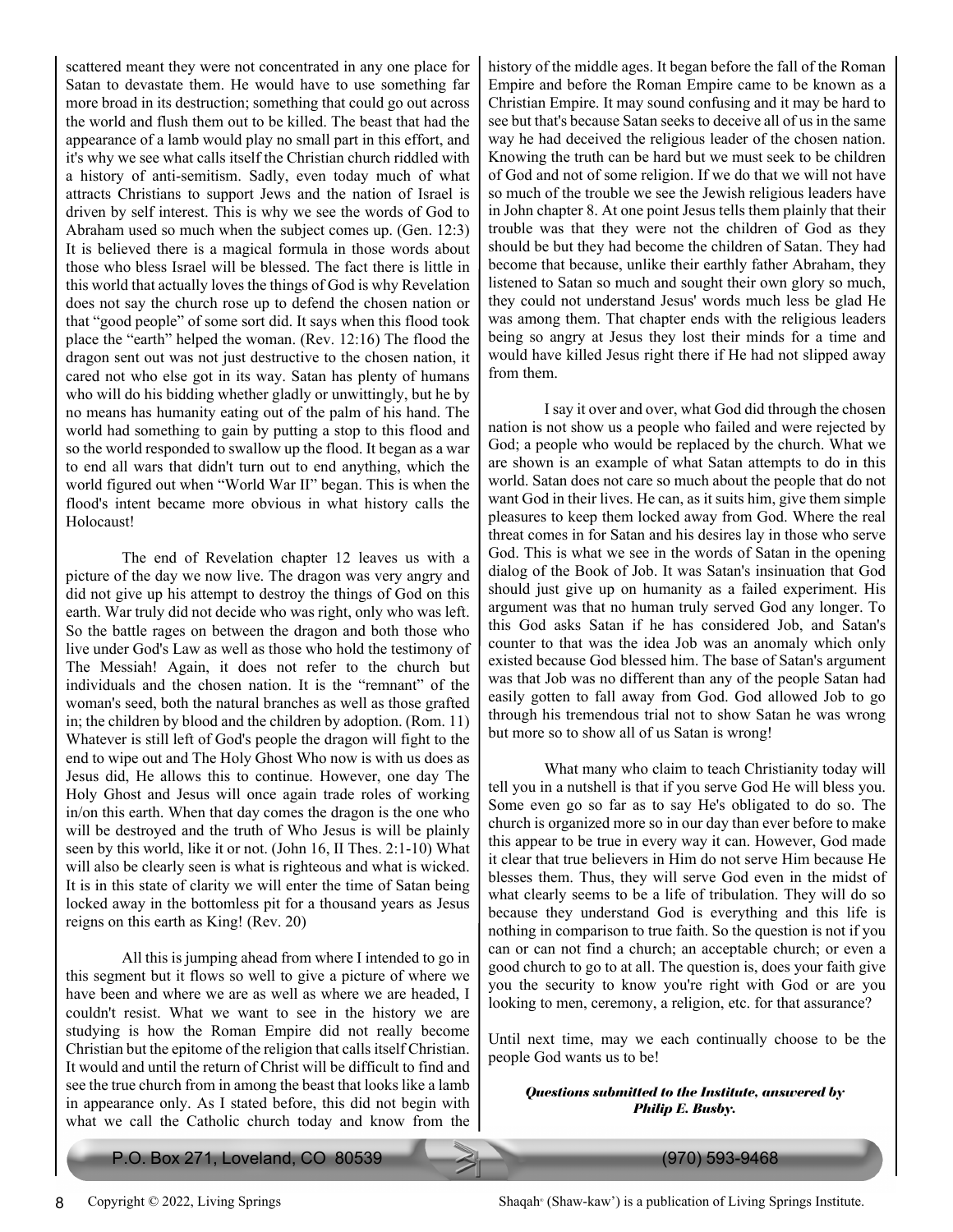scattered meant they were not concentrated in any one place for Satan to devastate them. He would have to use something far more broad in its destruction; something that could go out across the world and flush them out to be killed. The beast that had the appearance of a lamb would play no small part in this effort, and it's why we see what calls itself the Christian church riddled with a history of anti-semitism. Sadly, even today much of what attracts Christians to support Jews and the nation of Israel is driven by self interest. This is why we see the words of God to Abraham used so much when the subject comes up. (Gen. 12:3) It is believed there is a magical formula in those words about those who bless Israel will be blessed. The fact there is little in this world that actually loves the things of God is why Revelation does not say the church rose up to defend the chosen nation or that "good people" of some sort did. It says when this flood took place the "earth" helped the woman. (Rev. 12:16) The flood the dragon sent out was not just destructive to the chosen nation, it cared not who else got in its way. Satan has plenty of humans who will do his bidding whether gladly or unwittingly, but he by no means has humanity eating out of the palm of his hand. The world had something to gain by putting a stop to this flood and so the world responded to swallow up the flood. It began as a war to end all wars that didn't turn out to end anything, which the world figured out when "World War II" began. This is when the flood's intent became more obvious in what history calls the Holocaust!

The end of Revelation chapter 12 leaves us with a picture of the day we now live. The dragon was very angry and did not give up his attempt to destroy the things of God on this earth. War truly did not decide who was right, only who was left. So the battle rages on between the dragon and both those who live under God's Law as well as those who hold the testimony of The Messiah! Again, it does not refer to the church but individuals and the chosen nation. It is the "remnant" of the woman's seed, both the natural branches as well as those grafted in; the children by blood and the children by adoption. (Rom. 11) Whatever is still left of God's people the dragon will fight to the end to wipe out and The Holy Ghost Who now is with us does as Jesus did, He allows this to continue. However, one day The Holy Ghost and Jesus will once again trade roles of working in/on this earth. When that day comes the dragon is the one who will be destroyed and the truth of Who Jesus is will be plainly seen by this world, like it or not. (John 16, II Thes. 2:1-10) What will also be clearly seen is what is righteous and what is wicked. It is in this state of clarity we will enter the time of Satan being locked away in the bottomless pit for a thousand years as Jesus reigns on this earth as King! (Rev. 20)

All this is jumping ahead from where I intended to go in this segment but it flows so well to give a picture of where we have been and where we are as well as where we are headed, I couldn't resist. What we want to see in the history we are studying is how the Roman Empire did not really become Christian but the epitome of the religion that calls itself Christian. It would and until the return of Christ will be difficult to find and see the true church from in among the beast that looks like a lamb in appearance only. As I stated before, this did not begin with what we call the Catholic church today and know from the history of the middle ages. It began before the fall of the Roman Empire and before the Roman Empire came to be known as a Christian Empire. It may sound confusing and it may be hard to see but that's because Satan seeks to deceive all of us in the same way he had deceived the religious leader of the chosen nation. Knowing the truth can be hard but we must seek to be children of God and not of some religion. If we do that we will not have so much of the trouble we see the Jewish religious leaders have in John chapter 8. At one point Jesus tells them plainly that their trouble was that they were not the children of God as they should be but they had become the children of Satan. They had become that because, unlike their earthly father Abraham, they listened to Satan so much and sought their own glory so much, they could not understand Jesus' words much less be glad He was among them. That chapter ends with the religious leaders being so angry at Jesus they lost their minds for a time and would have killed Jesus right there if He had not slipped away from them.

I say it over and over, what God did through the chosen nation is not show us a people who failed and were rejected by God; a people who would be replaced by the church. What we are shown is an example of what Satan attempts to do in this world. Satan does not care so much about the people that do not want God in their lives. He can, as it suits him, give them simple pleasures to keep them locked away from God. Where the real threat comes in for Satan and his desires lay in those who serve God. This is what we see in the words of Satan in the opening dialog of the Book of Job. It was Satan's insinuation that God should just give up on humanity as a failed experiment. His argument was that no human truly served God any longer. To this God asks Satan if he has considered Job, and Satan's counter to that was the idea Job was an anomaly which only existed because God blessed him. The base of Satan's argument was that Job was no different than any of the people Satan had easily gotten to fall away from God. God allowed Job to go through his tremendous trial not to show Satan he was wrong but more so to show all of us Satan is wrong!

What many who claim to teach Christianity today will tell you in a nutshell is that if you serve God He will bless you. Some even go so far as to say He's obligated to do so. The church is organized more so in our day than ever before to make this appear to be true in every way it can. However, God made it clear that true believers in Him do not serve Him because He blesses them. Thus, they will serve God even in the midst of what clearly seems to be a life of tribulation. They will do so because they understand God is everything and this life is nothing in comparison to true faith. So the question is not if you can or can not find a church; an acceptable church; or even a good church to go to at all. The question is, does your faith give you the security to know you're right with God or are you looking to men, ceremony, a religion, etc. for that assurance?

Until next time, may we each continually choose to be the people God wants us to be!

***Questions submitted to the Institute, answered by Philip E. Busby.***

P.O. Box 271, Loveland, CO 80539 (970) 593-9468

Copyright © 2022, Living Springs

Shaqah® (Shaw-kaw') is a publication of Living Springs Institute.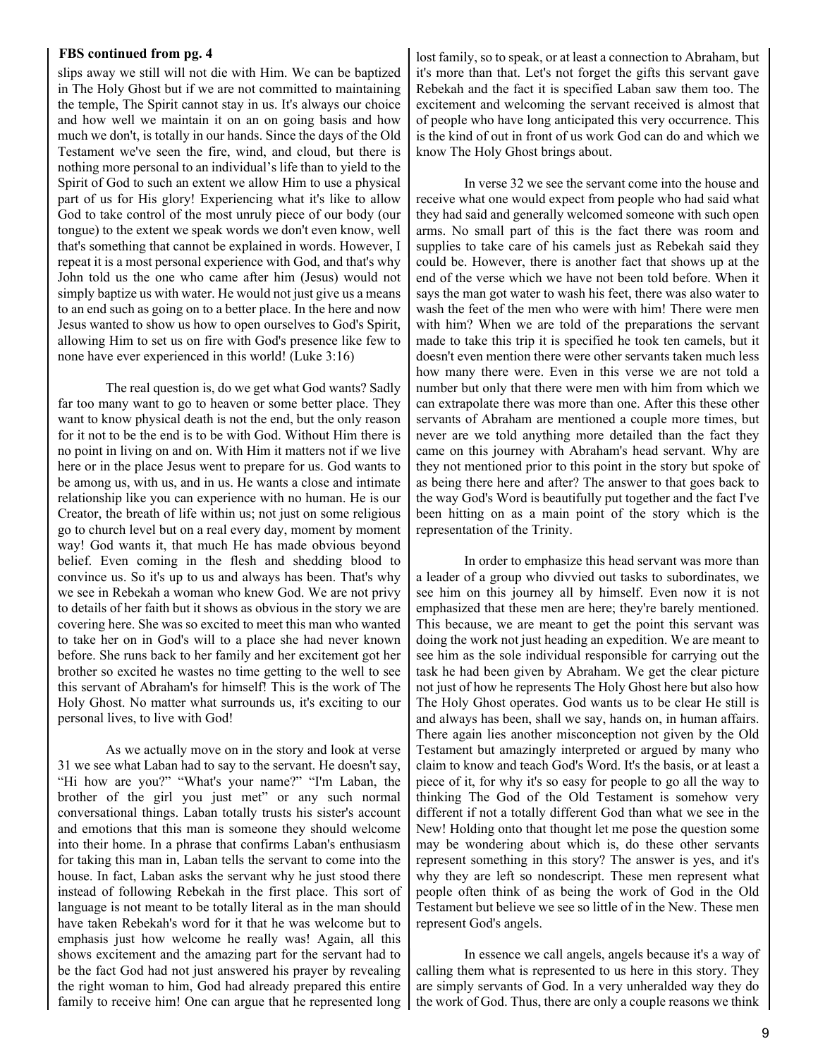**FBS continued from pg. 4**

slips away we still will not die with Him. We can be baptized in The Holy Ghost but if we are not committed to maintaining the temple, The Spirit cannot stay in us. It's always our choice and how well we maintain it on an on going basis and how much we don't, is totally in our hands. Since the days of the Old Testament we've seen the fire, wind, and cloud, but there is nothing more personal to an individual's life than to yield to the Spirit of God to such an extent we allow Him to use a physical part of us for His glory! Experiencing what it's like to allow God to take control of the most unruly piece of our body (our tongue) to the extent we speak words we don't even know, well that's something that cannot be explained in words. However, I repeat it is a most personal experience with God, and that's why John told us the one who came after him (Jesus) would not simply baptize us with water. He would not just give us a means to an end such as going on to a better place. In the here and now Jesus wanted to show us how to open ourselves to God's Spirit, allowing Him to set us on fire with God's presence like few to none have ever experienced in this world! (Luke 3:16)

The real question is, do we get what God wants? Sadly far too many want to go to heaven or some better place. They want to know physical death is not the end, but the only reason for it not to be the end is to be with God. Without Him there is no point in living on and on. With Him it matters not if we live here or in the place Jesus went to prepare for us. God wants to be among us, with us, and in us. He wants a close and intimate relationship like you can experience with no human. He is our Creator, the breath of life within us; not just on some religious go to church level but on a real every day, moment by moment way! God wants it, that much He has made obvious beyond belief. Even coming in the flesh and shedding blood to convince us. So it's up to us and always has been. That's why we see in Rebekah a woman who knew God. We are not privy to details of her faith but it shows as obvious in the story we are covering here. She was so excited to meet this man who wanted to take her on in God's will to a place she had never known before. She runs back to her family and her excitement got her brother so excited he wastes no time getting to the well to see this servant of Abraham's for himself! This is the work of The Holy Ghost. No matter what surrounds us, it's exciting to our personal lives, to live with God!

As we actually move on in the story and look at verse 31 we see what Laban had to say to the servant. He doesn't say, "Hi how are you?" "What's your name?" "I'm Laban, the brother of the girl you just met" or any such normal conversational things. Laban totally trusts his sister's account and emotions that this man is someone they should welcome into their home. In a phrase that confirms Laban's enthusiasm for taking this man in, Laban tells the servant to come into the house. In fact, Laban asks the servant why he just stood there instead of following Rebekah in the first place. This sort of language is not meant to be totally literal as in the man should have taken Rebekah's word for it that he was welcome but to emphasis just how welcome he really was! Again, all this shows excitement and the amazing part for the servant had to be the fact God had not just answered his prayer by revealing the right woman to him, God had already prepared this entire family to receive him! One can argue that he represented long lost family, so to speak, or at least a connection to Abraham, but it's more than that. Let's not forget the gifts this servant gave Rebekah and the fact it is specified Laban saw them too. The excitement and welcoming the servant received is almost that of people who have long anticipated this very occurrence. This is the kind of out in front of us work God can do and which we know The Holy Ghost brings about.

In verse 32 we see the servant come into the house and receive what one would expect from people who had said what they had said and generally welcomed someone with such open arms. No small part of this is the fact there was room and supplies to take care of his camels just as Rebekah said they could be. However, there is another fact that shows up at the end of the verse which we have not been told before. When it says the man got water to wash his feet, there was also water to wash the feet of the men who were with him! There were men with him? When we are told of the preparations the servant made to take this trip it is specified he took ten camels, but it doesn't even mention there were other servants taken much less how many there were. Even in this verse we are not told a number but only that there were men with him from which we can extrapolate there was more than one. After this these other servants of Abraham are mentioned a couple more times, but never are we told anything more detailed than the fact they came on this journey with Abraham's head servant. Why are they not mentioned prior to this point in the story but spoke of as being there here and after? The answer to that goes back to the way God's Word is beautifully put together and the fact I've been hitting on as a main point of the story which is the representation of the Trinity.

In order to emphasize this head servant was more than a leader of a group who divvied out tasks to subordinates, we see him on this journey all by himself. Even now it is not emphasized that these men are here; they're barely mentioned. This because, we are meant to get the point this servant was doing the work not just heading an expedition. We are meant to see him as the sole individual responsible for carrying out the task he had been given by Abraham. We get the clear picture not just of how he represents The Holy Ghost here but also how The Holy Ghost operates. God wants us to be clear He still is and always has been, shall we say, hands on, in human affairs. There again lies another misconception not given by the Old Testament but amazingly interpreted or argued by many who claim to know and teach God's Word. It's the basis, or at least a piece of it, for why it's so easy for people to go all the way to thinking The God of the Old Testament is somehow very different if not a totally different God than what we see in the New! Holding onto that thought let me pose the question some may be wondering about which is, do these other servants represent something in this story? The answer is yes, and it's why they are left so nondescript. These men represent what people often think of as being the work of God in the Old Testament but believe we see so little of in the New. These men represent God's angels.

In essence we call angels, angels because it's a way of calling them what is represented to us here in this story. They are simply servants of God. In a very unheralded way they do the work of God. Thus, there are only a couple reasons we think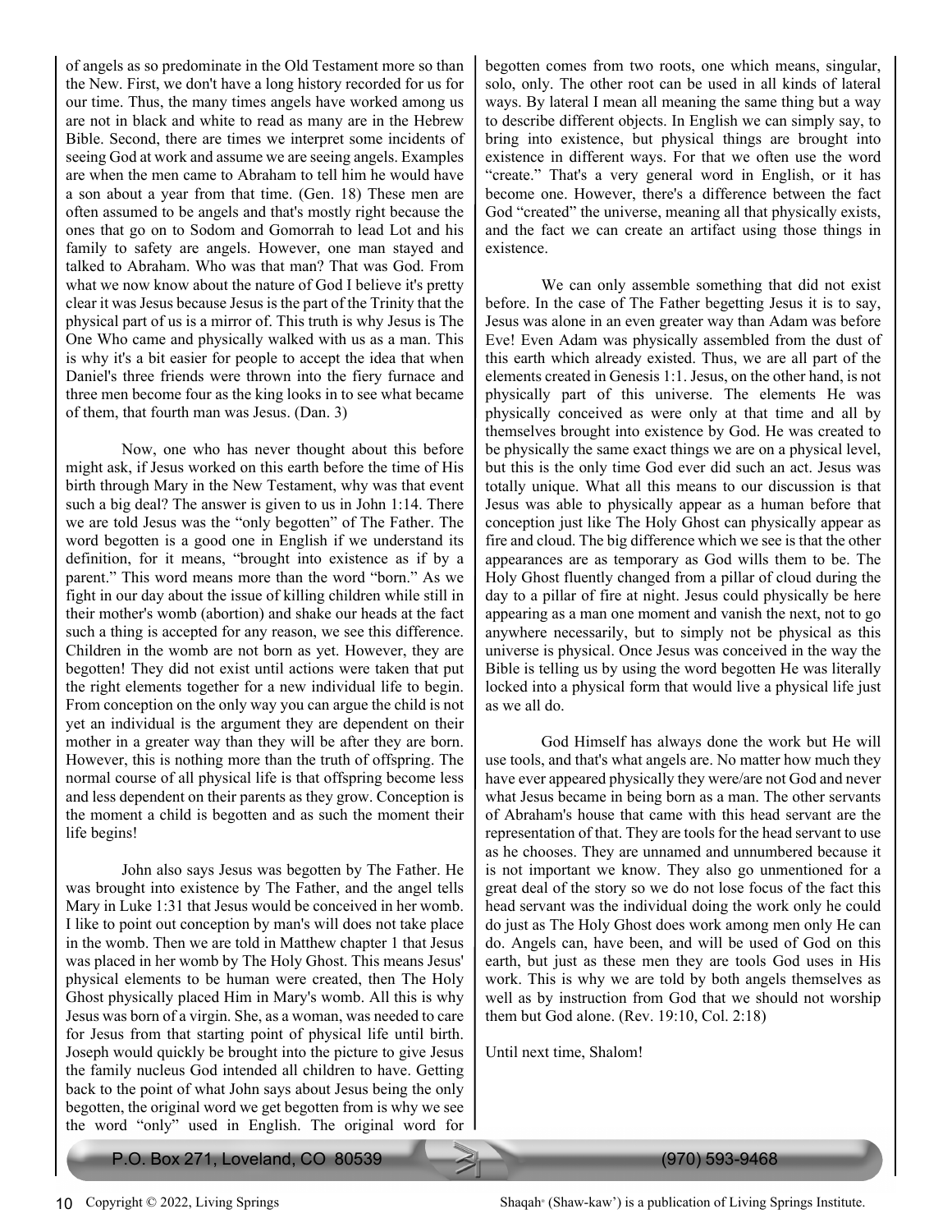of angels as so predominate in the Old Testament more so than the New. First, we don't have a long history recorded for us for our time. Thus, the many times angels have worked among us are not in black and white to read as many are in the Hebrew Bible. Second, there are times we interpret some incidents of seeing God at work and assume we are seeing angels. Examples are when the men came to Abraham to tell him he would have a son about a year from that time. (Gen. 18) These men are often assumed to be angels and that's mostly right because the ones that go on to Sodom and Gomorrah to lead Lot and his family to safety are angels. However, one man stayed and talked to Abraham. Who was that man? That was God. From what we now know about the nature of God I believe it's pretty clear it was Jesus because Jesus is the part of the Trinity that the physical part of us is a mirror of. This truth is why Jesus is The One Who came and physically walked with us as a man. This is why it's a bit easier for people to accept the idea that when Daniel's three friends were thrown into the fiery furnace and three men become four as the king looks in to see what became of them, that fourth man was Jesus. (Dan. 3)

Now, one who has never thought about this before might ask, if Jesus worked on this earth before the time of His birth through Mary in the New Testament, why was that event such a big deal? The answer is given to us in John 1:14. There we are told Jesus was the "only begotten" of The Father. The word begotten is a good one in English if we understand its definition, for it means, "brought into existence as if by a parent." This word means more than the word "born." As we fight in our day about the issue of killing children while still in their mother's womb (abortion) and shake our heads at the fact such a thing is accepted for any reason, we see this difference. Children in the womb are not born as yet. However, they are begotten! They did not exist until actions were taken that put the right elements together for a new individual life to begin. From conception on the only way you can argue the child is not yet an individual is the argument they are dependent on their mother in a greater way than they will be after they are born. However, this is nothing more than the truth of offspring. The normal course of all physical life is that offspring become less and less dependent on their parents as they grow. Conception is the moment a child is begotten and as such the moment their life begins!

John also says Jesus was begotten by The Father. He was brought into existence by The Father, and the angel tells Mary in Luke 1:31 that Jesus would be conceived in her womb. I like to point out conception by man's will does not take place in the womb. Then we are told in Matthew chapter 1 that Jesus was placed in her womb by The Holy Ghost. This means Jesus' physical elements to be human were created, then The Holy Ghost physically placed Him in Mary's womb. All this is why Jesus was born of a virgin. She, as a woman, was needed to care for Jesus from that starting point of physical life until birth. Joseph would quickly be brought into the picture to give Jesus the family nucleus God intended all children to have. Getting back to the point of what John says about Jesus being the only begotten, the original word we get begotten from is why we see the word "only" used in English. The original word for begotten comes from two roots, one which means, singular, solo, only. The other root can be used in all kinds of lateral ways. By lateral I mean all meaning the same thing but a way to describe different objects. In English we can simply say, to bring into existence, but physical things are brought into existence in different ways. For that we often use the word "create." That's a very general word in English, or it has become one. However, there's a difference between the fact God "created" the universe, meaning all that physically exists, and the fact we can create an artifact using those things in existence.

We can only assemble something that did not exist before. In the case of The Father begetting Jesus it is to say, Jesus was alone in an even greater way than Adam was before Eve! Even Adam was physically assembled from the dust of this earth which already existed. Thus, we are all part of the elements created in Genesis 1:1. Jesus, on the other hand, is not physically part of this universe. The elements He was physically conceived as were only at that time and all by themselves brought into existence by God. He was created to be physically the same exact things we are on a physical level, but this is the only time God ever did such an act. Jesus was totally unique. What all this means to our discussion is that Jesus was able to physically appear as a human before that conception just like The Holy Ghost can physically appear as fire and cloud. The big difference which we see is that the other appearances are as temporary as God wills them to be. The Holy Ghost fluently changed from a pillar of cloud during the day to a pillar of fire at night. Jesus could physically be here appearing as a man one moment and vanish the next, not to go anywhere necessarily, but to simply not be physical as this universe is physical. Once Jesus was conceived in the way the Bible is telling us by using the word begotten He was literally locked into a physical form that would live a physical life just as we all do.

God Himself has always done the work but He will use tools, and that's what angels are. No matter how much they have ever appeared physically they were/are not God and never what Jesus became in being born as a man. The other servants of Abraham's house that came with this head servant are the representation of that. They are tools for the head servant to use as he chooses. They are unnamed and unnumbered because it is not important we know. They also go unmentioned for a great deal of the story so we do not lose focus of the fact this head servant was the individual doing the work only he could do just as The Holy Ghost does work among men only He can do. Angels can, have been, and will be used of God on this earth, but just as these men they are tools God uses in His work. This is why we are told by both angels themselves as well as by instruction from God that we should not worship them but God alone. (Rev. 19:10, Col. 2:18)

Until next time, Shalom!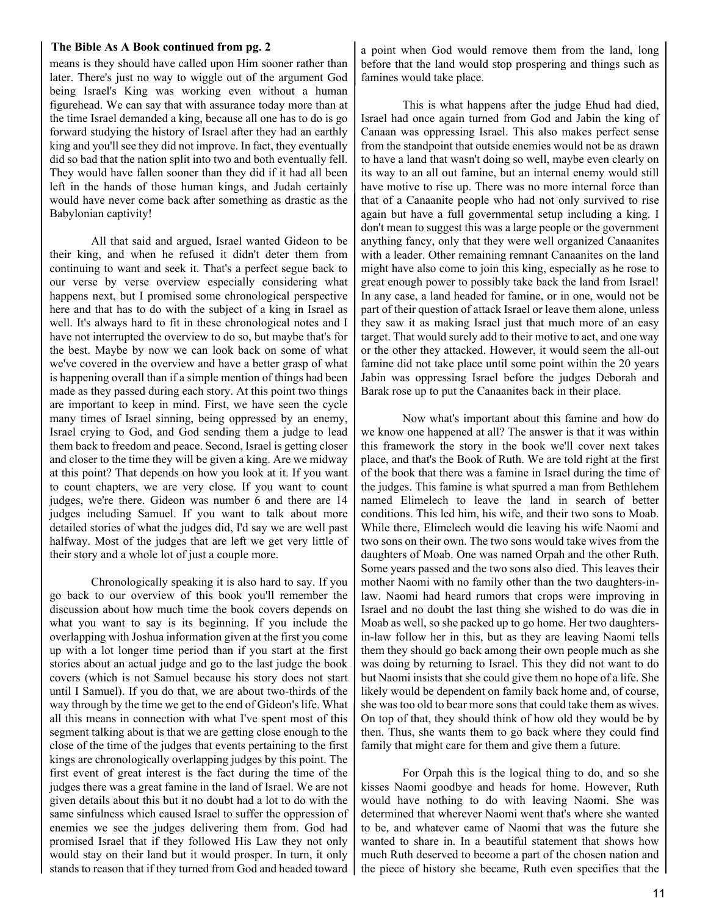**The Bible As A Book continued from pg. 2**

means is they should have called upon Him sooner rather than later. There's just no way to wiggle out of the argument God being Israel's King was working even without a human figurehead. We can say that with assurance today more than at the time Israel demanded a king, because all one has to do is go forward studying the history of Israel after they had an earthly king and you'll see they did not improve. In fact, they eventually did so bad that the nation split into two and both eventually fell. They would have fallen sooner than they did if it had all been left in the hands of those human kings, and Judah certainly would have never come back after something as drastic as the Babylonian captivity!

All that said and argued, Israel wanted Gideon to be their king, and when he refused it didn't deter them from continuing to want and seek it. That's a perfect segue back to our verse by verse overview especially considering what happens next, but I promised some chronological perspective here and that has to do with the subject of a king in Israel as well. It's always hard to fit in these chronological notes and I have not interrupted the overview to do so, but maybe that's for the best. Maybe by now we can look back on some of what we've covered in the overview and have a better grasp of what is happening overall than if a simple mention of things had been made as they passed during each story. At this point two things are important to keep in mind. First, we have seen the cycle many times of Israel sinning, being oppressed by an enemy, Israel crying to God, and God sending them a judge to lead them back to freedom and peace. Second, Israel is getting closer and closer to the time they will be given a king. Are we midway at this point? That depends on how you look at it. If you want to count chapters, we are very close. If you want to count judges, we're there. Gideon was number 6 and there are 14 judges including Samuel. If you want to talk about more detailed stories of what the judges did, I'd say we are well past halfway. Most of the judges that are left we get very little of their story and a whole lot of just a couple more.

Chronologically speaking it is also hard to say. If you go back to our overview of this book you'll remember the discussion about how much time the book covers depends on what you want to say is its beginning. If you include the overlapping with Joshua information given at the first you come up with a lot longer time period than if you start at the first stories about an actual judge and go to the last judge the book covers (which is not Samuel because his story does not start until I Samuel). If you do that, we are about two-thirds of the way through by the time we get to the end of Gideon's life. What all this means in connection with what I've spent most of this segment talking about is that we are getting close enough to the close of the time of the judges that events pertaining to the first kings are chronologically overlapping judges by this point. The first event of great interest is the fact during the time of the judges there was a great famine in the land of Israel. We are not given details about this but it no doubt had a lot to do with the same sinfulness which caused Israel to suffer the oppression of enemies we see the judges delivering them from. God had promised Israel that if they followed His Law they not only would stay on their land but it would prosper. In turn, it only stands to reason that if they turned from God and headed toward a point when God would remove them from the land, long before that the land would stop prospering and things such as famines would take place.

This is what happens after the judge Ehud had died, Israel had once again turned from God and Jabin the king of Canaan was oppressing Israel. This also makes perfect sense from the standpoint that outside enemies would not be as drawn to have a land that wasn't doing so well, maybe even clearly on its way to an all out famine, but an internal enemy would still have motive to rise up. There was no more internal force than that of a Canaanite people who had not only survived to rise again but have a full governmental setup including a king. I don't mean to suggest this was a large people or the government anything fancy, only that they were well organized Canaanites with a leader. Other remaining remnant Canaanites on the land might have also come to join this king, especially as he rose to great enough power to possibly take back the land from Israel! In any case, a land headed for famine, or in one, would not be part of their question of attack Israel or leave them alone, unless they saw it as making Israel just that much more of an easy target. That would surely add to their motive to act, and one way or the other they attacked. However, it would seem the all-out famine did not take place until some point within the 20 years Jabin was oppressing Israel before the judges Deborah and Barak rose up to put the Canaanites back in their place.

Now what's important about this famine and how do we know one happened at all? The answer is that it was within this framework the story in the book we'll cover next takes place, and that's the Book of Ruth. We are told right at the first of the book that there was a famine in Israel during the time of the judges. This famine is what spurred a man from Bethlehem named Elimelech to leave the land in search of better conditions. This led him, his wife, and their two sons to Moab. While there, Elimelech would die leaving his wife Naomi and two sons on their own. The two sons would take wives from the daughters of Moab. One was named Orpah and the other Ruth. Some years passed and the two sons also died. This leaves their mother Naomi with no family other than the two daughters-in-law. Naomi had heard rumors that crops were improving in Israel and no doubt the last thing she wished to do was die in Moab as well, so she packed up to go home. Her two daughters-in-law follow her in this, but as they are leaving Naomi tells them they should go back among their own people much as she was doing by returning to Israel. This they did not want to do but Naomi insists that she could give them no hope of a life. She likely would be dependent on family back home and, of course, she was too old to bear more sons that could take them as wives. On top of that, they should think of how old they would be by then. Thus, she wants them to go back where they could find family that might care for them and give them a future.

For Orpah this is the logical thing to do, and so she kisses Naomi goodbye and heads for home. However, Ruth would have nothing to do with leaving Naomi. She was determined that wherever Naomi went that's where she wanted to be, and whatever came of Naomi that was the future she wanted to share in. In a beautiful statement that shows how much Ruth deserved to become a part of the chosen nation and the piece of history she became, Ruth even specifies that the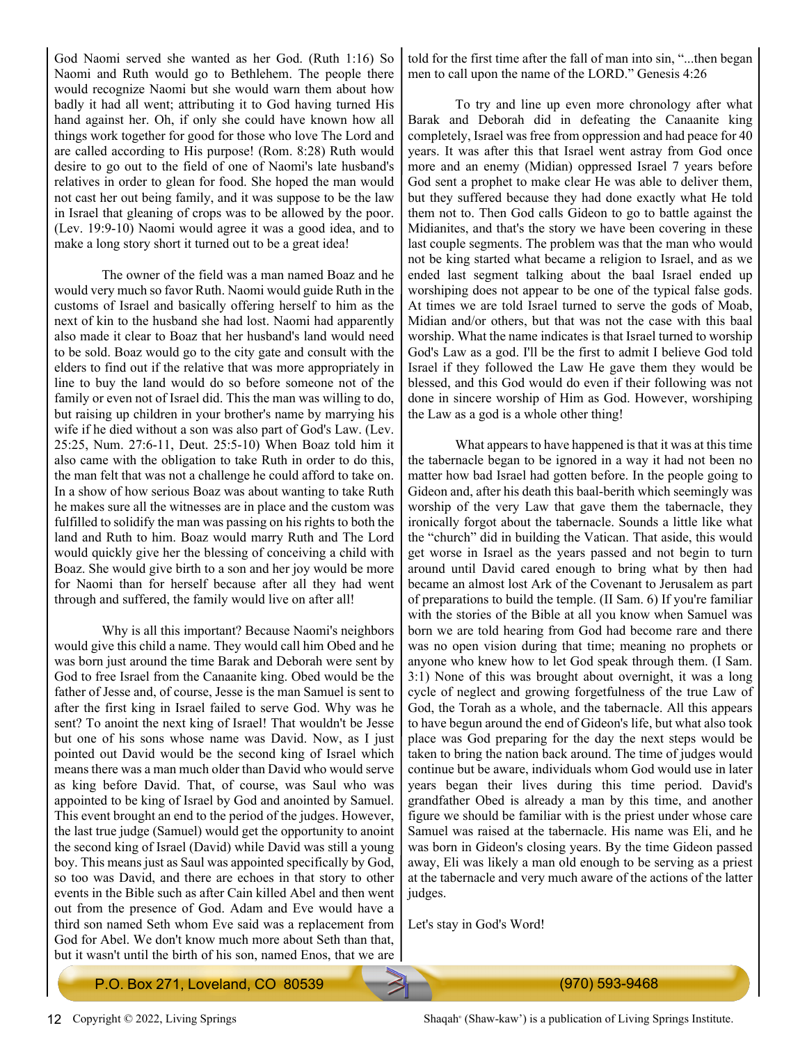God Naomi served she wanted as her God. (Ruth 1:16) So Naomi and Ruth would go to Bethlehem. The people there would recognize Naomi but she would warn them about how badly it had all went; attributing it to God having turned His hand against her. Oh, if only she could have known how all things work together for good for those who love The Lord and are called according to His purpose! (Rom. 8:28) Ruth would desire to go out to the field of one of Naomi's late husband's relatives in order to glean for food. She hoped the man would not cast her out being family, and it was suppose to be the law in Israel that gleaning of crops was to be allowed by the poor. (Lev. 19:9-10) Naomi would agree it was a good idea, and to make a long story short it turned out to be a great idea!

The owner of the field was a man named Boaz and he would very much so favor Ruth. Naomi would guide Ruth in the customs of Israel and basically offering herself to him as the next of kin to the husband she had lost. Naomi had apparently also made it clear to Boaz that her husband's land would need to be sold. Boaz would go to the city gate and consult with the elders to find out if the relative that was more appropriately in line to buy the land would do so before someone not of the family or even not of Israel did. This the man was willing to do, but raising up children in your brother's name by marrying his wife if he died without a son was also part of God's Law. (Lev. 25:25, Num. 27:6-11, Deut. 25:5-10) When Boaz told him it also came with the obligation to take Ruth in order to do this, the man felt that was not a challenge he could afford to take on. In a show of how serious Boaz was about wanting to take Ruth he makes sure all the witnesses are in place and the custom was fulfilled to solidify the man was passing on his rights to both the land and Ruth to him. Boaz would marry Ruth and The Lord would quickly give her the blessing of conceiving a child with Boaz. She would give birth to a son and her joy would be more for Naomi than for herself because after all they had went through and suffered, the family would live on after all!

Why is all this important? Because Naomi's neighbors would give this child a name. They would call him Obed and he was born just around the time Barak and Deborah were sent by God to free Israel from the Canaanite king. Obed would be the father of Jesse and, of course, Jesse is the man Samuel is sent to after the first king in Israel failed to serve God. Why was he sent? To anoint the next king of Israel! That wouldn't be Jesse but one of his sons whose name was David. Now, as I just pointed out David would be the second king of Israel which means there was a man much older than David who would serve as king before David. That, of course, was Saul who was appointed to be king of Israel by God and anointed by Samuel. This event brought an end to the period of the judges. However, the last true judge (Samuel) would get the opportunity to anoint the second king of Israel (David) while David was still a young boy. This means just as Saul was appointed specifically by God, so too was David, and there are echoes in that story to other events in the Bible such as after Cain killed Abel and then went out from the presence of God. Adam and Eve would have a third son named Seth whom Eve said was a replacement from God for Abel. We don't know much more about Seth than that, but it wasn't until the birth of his son, named Enos, that we are told for the first time after the fall of man into sin, "...then began men to call upon the name of the LORD." Genesis 4:26

To try and line up even more chronology after what Barak and Deborah did in defeating the Canaanite king completely, Israel was free from oppression and had peace for 40 years. It was after this that Israel went astray from God once more and an enemy (Midian) oppressed Israel 7 years before God sent a prophet to make clear He was able to deliver them, but they suffered because they had done exactly what He told them not to. Then God calls Gideon to go to battle against the Midianites, and that's the story we have been covering in these last couple segments. The problem was that the man who would not be king started what became a religion to Israel, and as we ended last segment talking about the baal Israel ended up worshiping does not appear to be one of the typical false gods. At times we are told Israel turned to serve the gods of Moab, Midian and/or others, but that was not the case with this baal worship. What the name indicates is that Israel turned to worship God's Law as a god. I'll be the first to admit I believe God told Israel if they followed the Law He gave them they would be blessed, and this God would do even if their following was not done in sincere worship of Him as God. However, worshiping the Law as a god is a whole other thing!

What appears to have happened is that it was at this time the tabernacle began to be ignored in a way it had not been no matter how bad Israel had gotten before. In the people going to Gideon and, after his death this baal-berith which seemingly was worship of the very Law that gave them the tabernacle, they ironically forgot about the tabernacle. Sounds a little like what the "church" did in building the Vatican. That aside, this would get worse in Israel as the years passed and not begin to turn around until David cared enough to bring what by then had became an almost lost Ark of the Covenant to Jerusalem as part of preparations to build the temple. (II Sam. 6) If you're familiar with the stories of the Bible at all you know when Samuel was born we are told hearing from God had become rare and there was no open vision during that time; meaning no prophets or anyone who knew how to let God speak through them. (I Sam. 3:1) None of this was brought about overnight, it was a long cycle of neglect and growing forgetfulness of the true Law of God, the Torah as a whole, and the tabernacle. All this appears to have begun around the end of Gideon's life, but what also took place was God preparing for the day the next steps would be taken to bring the nation back around. The time of judges would continue but be aware, individuals whom God would use in later years began their lives during this time period. David's grandfather Obed is already a man by this time, and another figure we should be familiar with is the priest under whose care Samuel was raised at the tabernacle. His name was Eli, and he was born in Gideon's closing years. By the time Gideon passed away, Eli was likely a man old enough to be serving as a priest at the tabernacle and very much aware of the actions of the latter judges.

Let's stay in God's Word!

P.O. Box 271, Loveland, CO 80539 (970) 593-9468

Copyright © 2022, Living Springs

Shaqah® (Shaw-kaw') is a publication of Living Springs Institute.